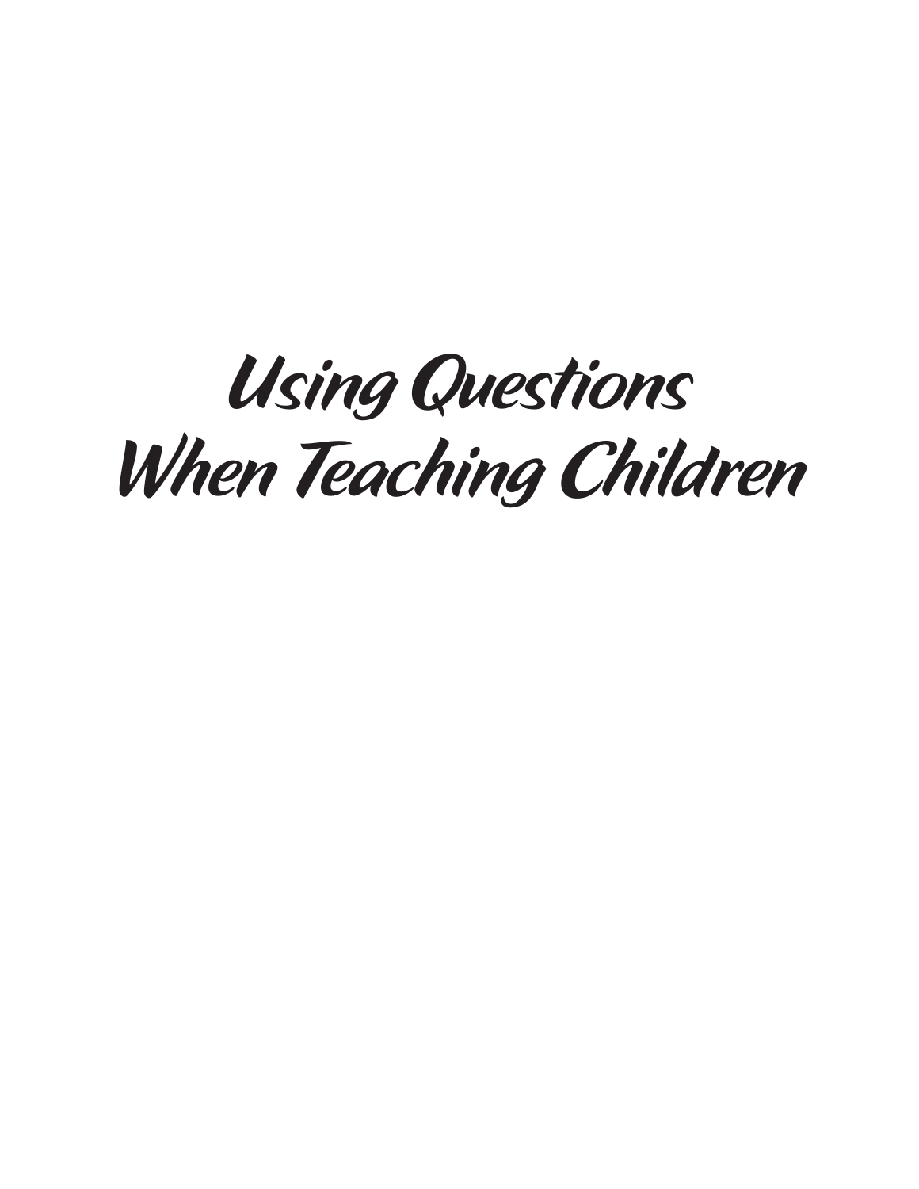# Using Questions When Teaching Children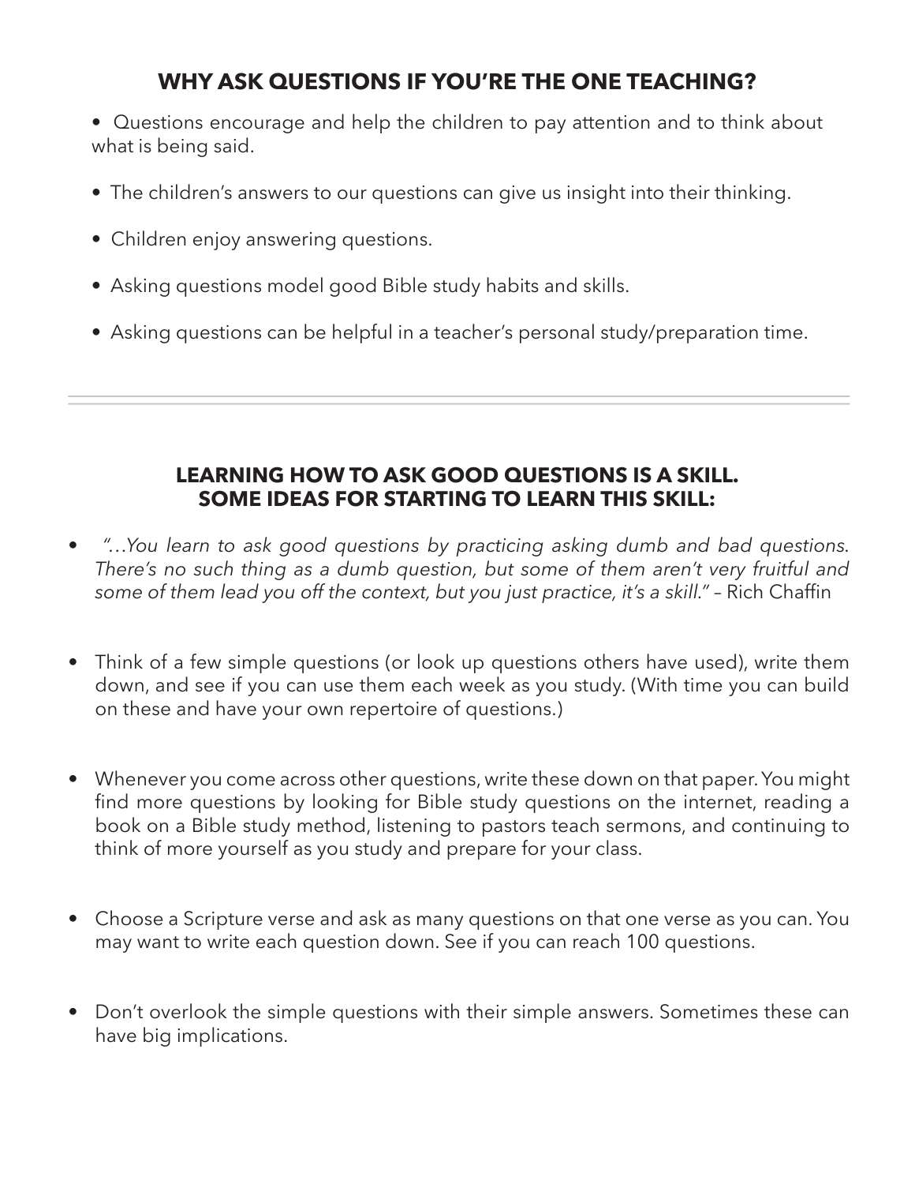## WHY ASK QUESTIONS IF YOU'RE THE ONE TEACHING?

- Questions encourage and help the children to pay attention and to think about what is being said.
- The children's answers to our questions can give us insight into their thinking.
- Children enjoy answering questions.
- Asking questions model good Bible study habits and skills.
- Asking questions can be helpful in a teacher's personal study/preparation time.

---

## LEARNING HOW TO ASK GOOD QUESTIONS IS A SKILL. SOME IDEAS FOR STARTING TO LEARN THIS SKILL:

- *"…You learn to ask good questions by practicing asking dumb and bad questions. There's no such thing as a dumb question, but some of them aren't very fruitful and some of them lead you off the context, but you just practice, it's a skill."* – Rich Chaffin

- Think of a few simple questions (or look up questions others have used), write them down, and see if you can use them each week as you study. (With time you can build on these and have your own repertoire of questions.)

- Whenever you come across other questions, write these down on that paper. You might find more questions by looking for Bible study questions on the internet, reading a book on a Bible study method, listening to pastors teach sermons, and continuing to think of more yourself as you study and prepare for your class.

- Choose a Scripture verse and ask as many questions on that one verse as you can. You may want to write each question down. See if you can reach 100 questions.

- Don't overlook the simple questions with their simple answers. Sometimes these can have big implications.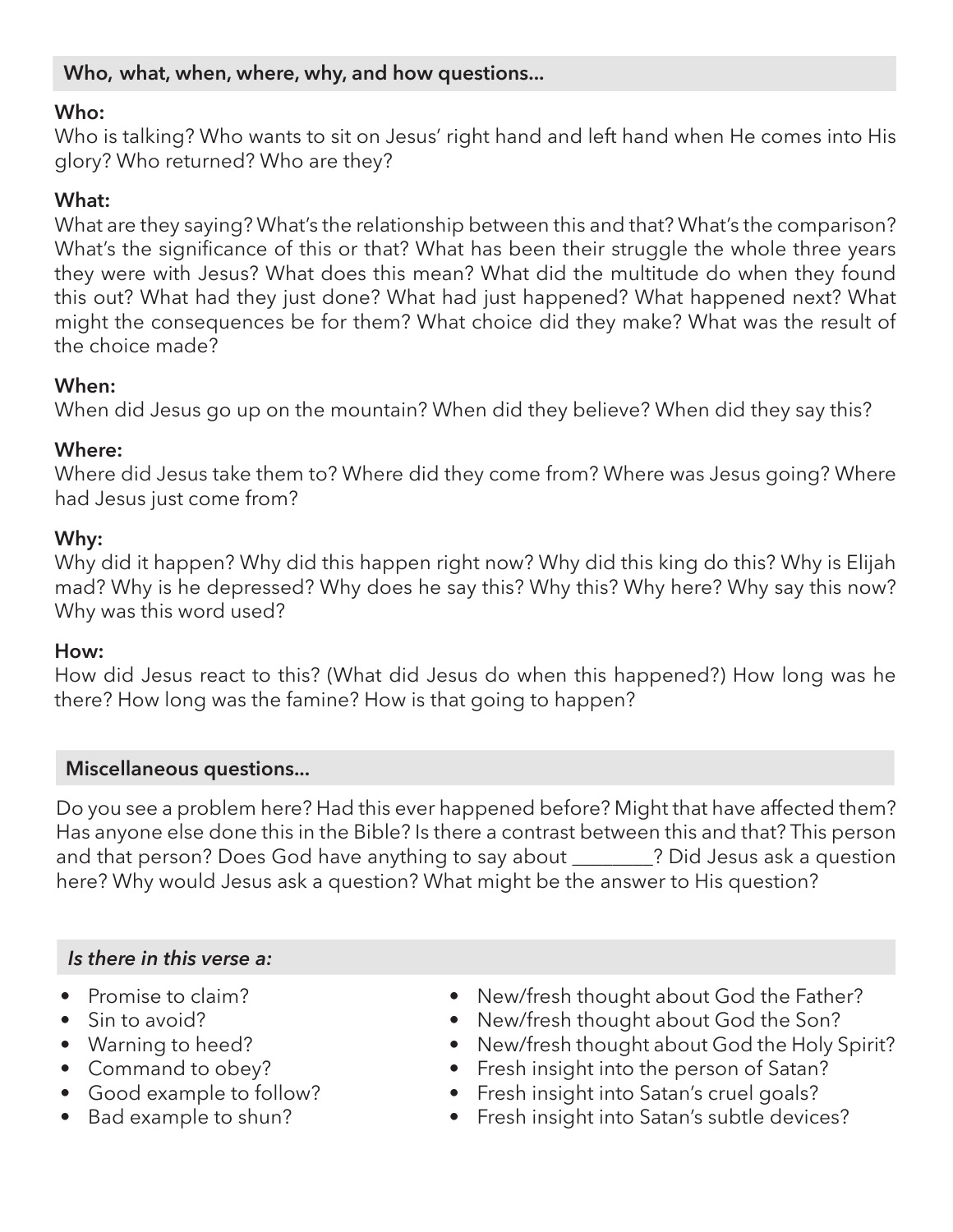## Who, what, when, where, why, and how questions...

**Who:**
Who is talking? Who wants to sit on Jesus' right hand and left hand when He comes into His glory? Who returned? Who are they?

**What:**
What are they saying? What's the relationship between this and that? What's the comparison? What's the significance of this or that? What has been their struggle the whole three years they were with Jesus? What does this mean? What did the multitude do when they found this out? What had they just done? What had just happened? What happened next? What might the consequences be for them? What choice did they make? What was the result of the choice made?

**When:**
When did Jesus go up on the mountain? When did they believe? When did they say this?

**Where:**
Where did Jesus take them to? Where did they come from? Where was Jesus going? Where had Jesus just come from?

**Why:**
Why did it happen? Why did this happen right now? Why did this king do this? Why is Elijah mad? Why is he depressed? Why does he say this? Why this? Why here? Why say this now? Why was this word used?

**How:**
How did Jesus react to this? (What did Jesus do when this happened?) How long was he there? How long was the famine? How is that going to happen?

## Miscellaneous questions...

Do you see a problem here? Had this ever happened before? Might that have affected them? Has anyone else done this in the Bible? Is there a contrast between this and that? This person and that person? Does God have anything to say about ________? Did Jesus ask a question here? Why would Jesus ask a question? What might be the answer to His question?

## *Is there in this verse a:*

- Promise to claim?
- Sin to avoid?
- Warning to heed?
- Command to obey?
- Good example to follow?
- Bad example to shun?
- New/fresh thought about God the Father?
- New/fresh thought about God the Son?
- New/fresh thought about God the Holy Spirit?
- Fresh insight into the person of Satan?
- Fresh insight into Satan's cruel goals?
- Fresh insight into Satan's subtle devices?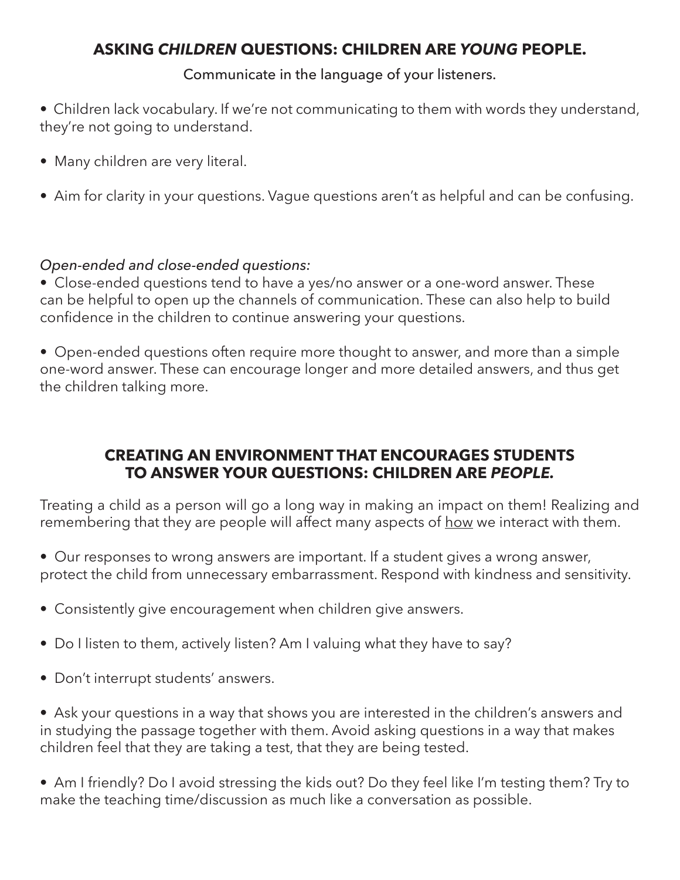## **ASKING *CHILDREN* QUESTIONS: CHILDREN ARE *YOUNG* PEOPLE.**

Communicate in the language of your listeners.

- Children lack vocabulary. If we're not communicating to them with words they understand, they're not going to understand.

- Many children are very literal.

- Aim for clarity in your questions. Vague questions aren't as helpful and can be confusing.

*Open-ended and close-ended questions:*

- Close-ended questions tend to have a yes/no answer or a one-word answer. These can be helpful to open up the channels of communication. These can also help to build confidence in the children to continue answering your questions.

- Open-ended questions often require more thought to answer, and more than a simple one-word answer. These can encourage longer and more detailed answers, and thus get the children talking more.

## **CREATING AN ENVIRONMENT THAT ENCOURAGES STUDENTS TO ANSWER YOUR QUESTIONS: CHILDREN ARE *PEOPLE.***

Treating a child as a person will go a long way in making an impact on them! Realizing and remembering that they are people will affect many aspects of <u>how</u> we interact with them.

- Our responses to wrong answers are important. If a student gives a wrong answer, protect the child from unnecessary embarrassment. Respond with kindness and sensitivity.

- Consistently give encouragement when children give answers.

- Do I listen to them, actively listen? Am I valuing what they have to say?

- Don't interrupt students' answers.

- Ask your questions in a way that shows you are interested in the children's answers and in studying the passage together with them. Avoid asking questions in a way that makes children feel that they are taking a test, that they are being tested.

- Am I friendly? Do I avoid stressing the kids out? Do they feel like I'm testing them? Try to make the teaching time/discussion as much like a conversation as possible.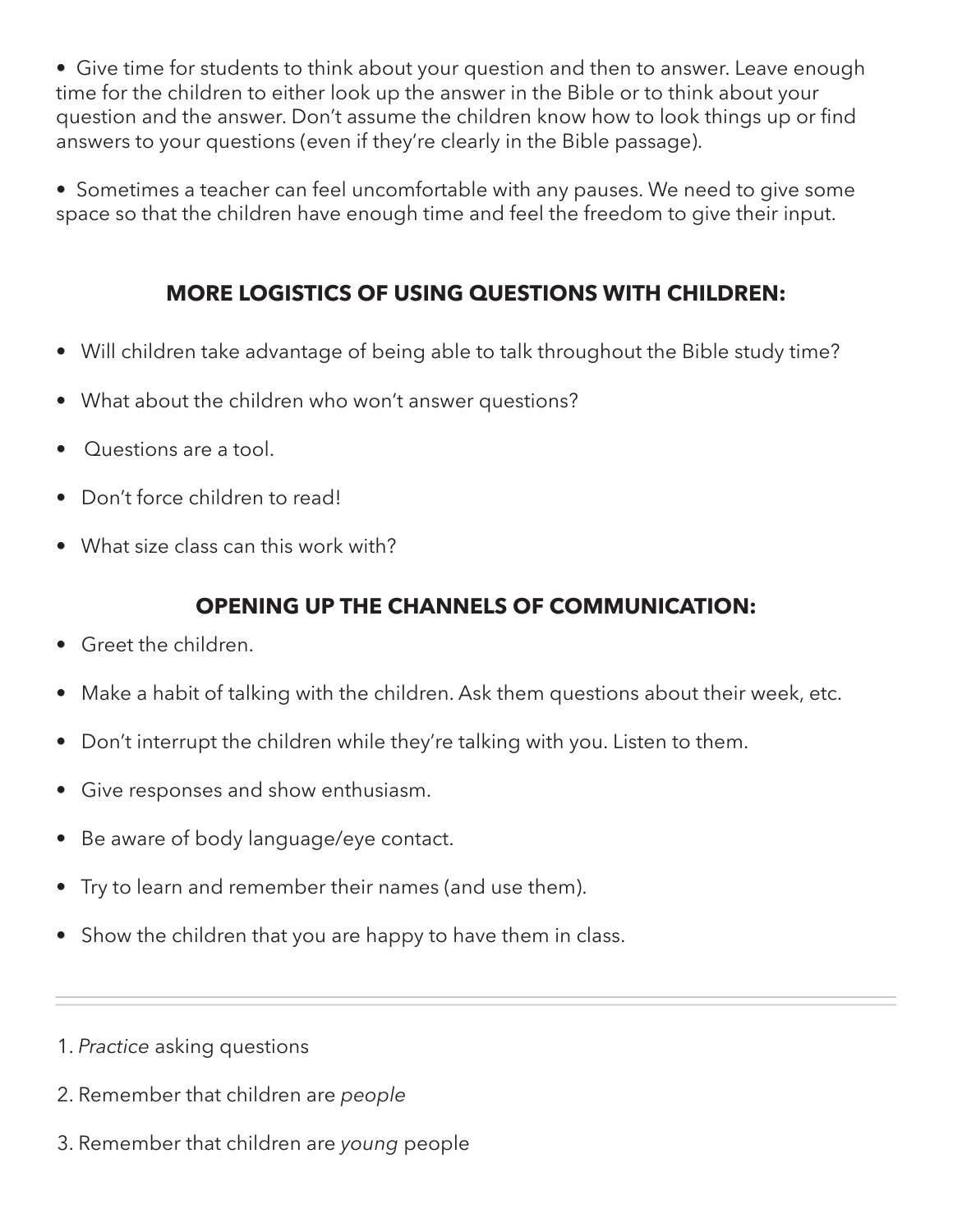- Give time for students to think about your question and then to answer. Leave enough time for the children to either look up the answer in the Bible or to think about your question and the answer. Don't assume the children know how to look things up or find answers to your questions (even if they're clearly in the Bible passage).

- Sometimes a teacher can feel uncomfortable with any pauses. We need to give some space so that the children have enough time and feel the freedom to give their input.

## MORE LOGISTICS OF USING QUESTIONS WITH CHILDREN:

- Will children take advantage of being able to talk throughout the Bible study time?
- What about the children who won't answer questions?
- Questions are a tool.
- Don't force children to read!
- What size class can this work with?

## OPENING UP THE CHANNELS OF COMMUNICATION:

- Greet the children.
- Make a habit of talking with the children. Ask them questions about their week, etc.
- Don't interrupt the children while they're talking with you. Listen to them.
- Give responses and show enthusiasm.
- Be aware of body language/eye contact.
- Try to learn and remember their names (and use them).
- Show the children that you are happy to have them in class.

---

1. *Practice* asking questions
2. Remember that children are *people*
3. Remember that children are *young* people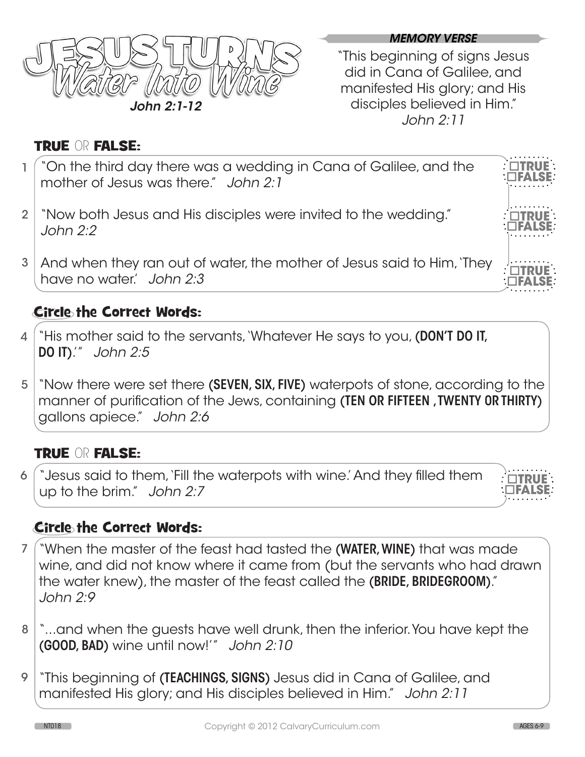# JESUS TURNS Water Into Wine

*John 2:1-12*

***MEMORY VERSE***

"This beginning of signs Jesus did in Cana of Galilee, and manifested His glory; and His disciples believed in Him." *John 2:11*

## TRUE OR FALSE:

1. "On the third day there was a wedding in Cana of Galilee, and the mother of Jesus was there." *John 2:1* ☐TRUE ☐FALSE

2. "Now both Jesus and His disciples were invited to the wedding." *John 2:2* ☐TRUE ☐FALSE

3. And when they ran out of water, the mother of Jesus said to Him, 'They have no water.' *John 2:3* ☐TRUE ☐FALSE

## Circle the Correct Words:

4. "His mother said to the servants, 'Whatever He says to you, **(DON'T DO IT, DO IT)**.'" *John 2:5*

5. "Now there were set there **(SEVEN, SIX, FIVE)** waterpots of stone, according to the manner of purification of the Jews, containing **(TEN OR FIFTEEN , TWENTY OR THIRTY)** gallons apiece." *John 2:6*

## TRUE OR FALSE:

6. "Jesus said to them, 'Fill the waterpots with wine.' And they filled them up to the brim." *John 2:7* ☐TRUE ☐FALSE

## Circle the Correct Words:

7. "When the master of the feast had tasted the **(WATER, WINE)** that was made wine, and did not know where it came from (but the servants who had drawn the water knew), the master of the feast called the **(BRIDE, BRIDEGROOM)**." *John 2:9*

8. "...and when the guests have well drunk, then the inferior. You have kept the **(GOOD, BAD)** wine until now!'" *John 2:10*

9. "This beginning of **(TEACHINGS, SIGNS)** Jesus did in Cana of Galilee, and manifested His glory; and His disciples believed in Him." *John 2:11*

NT018

Copyright © 2012 CalvaryCurriculum.com

AGES 6-9